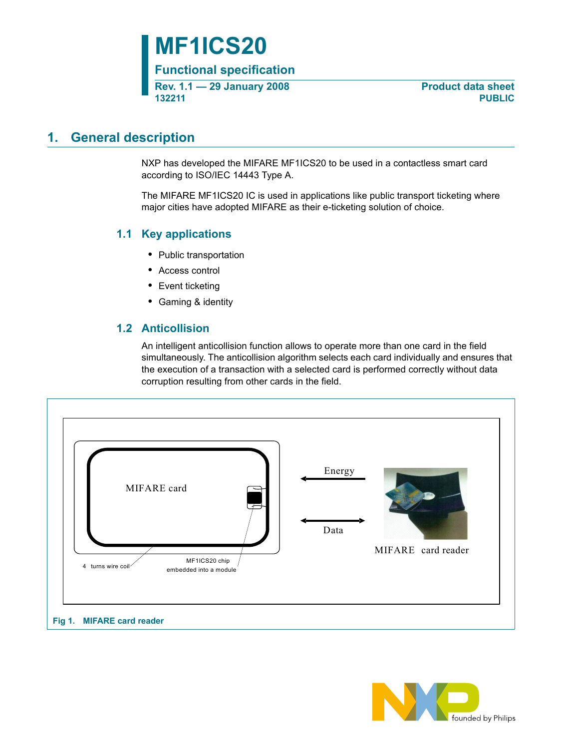# MF1ICS20

## Functional specification

**Rev. 1.1 — 29 January 2008**
**132211**

**Product data sheet**
**PUBLIC**

## 1. General description

NXP has developed the MIFARE MF1ICS20 to be used in a contactless smart card according to ISO/IEC 14443 Type A.

The MIFARE MF1ICS20 IC is used in applications like public transport ticketing where major cities have adopted MIFARE as their e-ticketing solution of choice.

### 1.1 Key applications

- Public transportation
- Access control
- Event ticketing
- Gaming & identity

### 1.2 Anticollision

An intelligent anticollision function allows to operate more than one card in the field simultaneously. The anticollision algorithm selects each card individually and ensures that the execution of a transaction with a selected card is performed correctly without data corruption resulting from other cards in the field.

MIFARE card

4 turns wire coil

MF1ICS20 chip embedded into a module

Energy

Data

MIFARE card reader

**Fig 1. MIFARE card reader**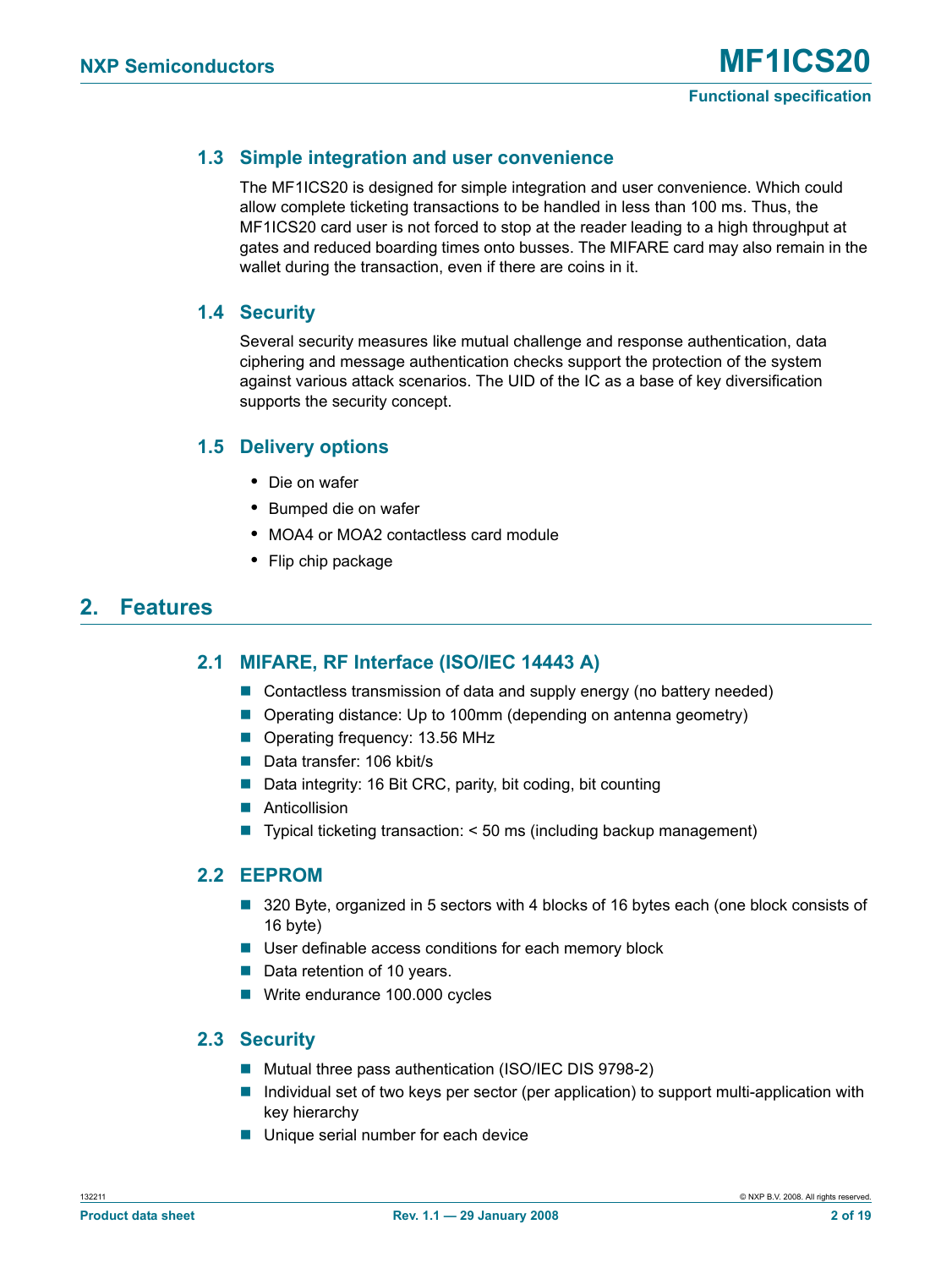### 1.3 Simple integration and user convenience

The MF1ICS20 is designed for simple integration and user convenience. Which could allow complete ticketing transactions to be handled in less than 100 ms. Thus, the MF1ICS20 card user is not forced to stop at the reader leading to a high throughput at gates and reduced boarding times onto busses. The MIFARE card may also remain in the wallet during the transaction, even if there are coins in it.

### 1.4 Security

Several security measures like mutual challenge and response authentication, data ciphering and message authentication checks support the protection of the system against various attack scenarios. The UID of the IC as a base of key diversification supports the security concept.

### 1.5 Delivery options

- Die on wafer
- Bumped die on wafer
- MOA4 or MOA2 contactless card module
- Flip chip package

## 2. Features

### 2.1 MIFARE, RF Interface (ISO/IEC 14443 A)

- Contactless transmission of data and supply energy (no battery needed)
- Operating distance: Up to 100mm (depending on antenna geometry)
- Operating frequency: 13.56 MHz
- Data transfer: 106 kbit/s
- Data integrity: 16 Bit CRC, parity, bit coding, bit counting
- Anticollision
- Typical ticketing transaction: < 50 ms (including backup management)

### 2.2 EEPROM

- 320 Byte, organized in 5 sectors with 4 blocks of 16 bytes each (one block consists of 16 byte)
- User definable access conditions for each memory block
- Data retention of 10 years.
- Write endurance 100.000 cycles

### 2.3 Security

- Mutual three pass authentication (ISO/IEC DIS 9798-2)
- Individual set of two keys per sector (per application) to support multi-application with key hierarchy
- Unique serial number for each device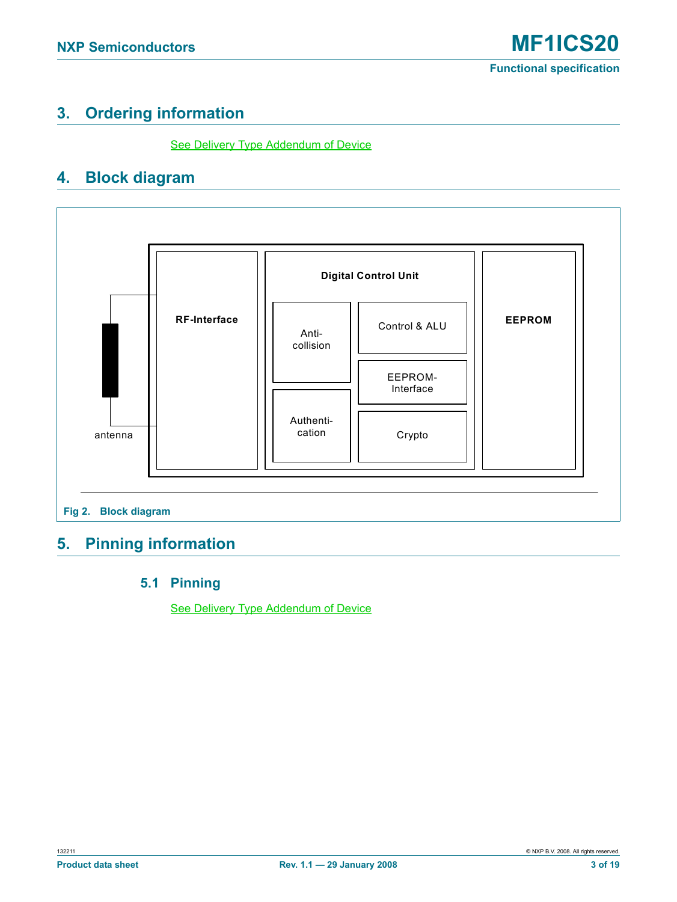## 3. Ordering information

See Delivery Type Addendum of Device

## 4. Block diagram

antenna

RF-Interface

Digital Control Unit

Anti-collision

Control & ALU

EEPROM-Interface

Authenti-cation

Crypto

EEPROM

Fig 2. Block diagram

## 5. Pinning information

### 5.1 Pinning

See Delivery Type Addendum of Device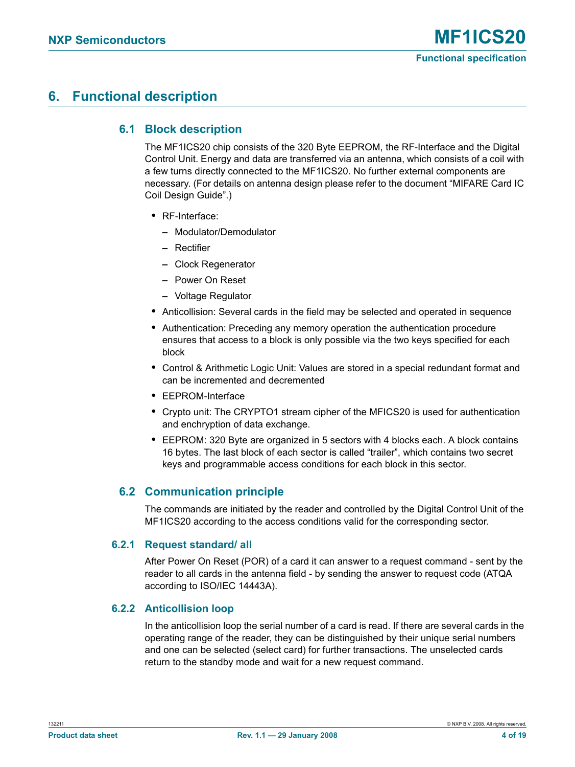# 6. Functional description

## 6.1 Block description

The MF1ICS20 chip consists of the 320 Byte EEPROM, the RF-Interface and the Digital Control Unit. Energy and data are transferred via an antenna, which consists of a coil with a few turns directly connected to the MF1ICS20. No further external components are necessary. (For details on antenna design please refer to the document “MIFARE Card IC Coil Design Guide”.)

- RF-Interface:
  - Modulator/Demodulator
  - Rectifier
  - Clock Regenerator
  - Power On Reset
  - Voltage Regulator
- Anticollision: Several cards in the field may be selected and operated in sequence
- Authentication: Preceding any memory operation the authentication procedure ensures that access to a block is only possible via the two keys specified for each block
- Control & Arithmetic Logic Unit: Values are stored in a special redundant format and can be incremented and decremented
- EEPROM-Interface
- Crypto unit: The CRYPTO1 stream cipher of the MFICS20 is used for authentication and enchryption of data exchange.
- EEPROM: 320 Byte are organized in 5 sectors with 4 blocks each. A block contains 16 bytes. The last block of each sector is called “trailer”, which contains two secret keys and programmable access conditions for each block in this sector.

## 6.2 Communication principle

The commands are initiated by the reader and controlled by the Digital Control Unit of the MF1ICS20 according to the access conditions valid for the corresponding sector.

### 6.2.1 Request standard/ all

After Power On Reset (POR) of a card it can answer to a request command - sent by the reader to all cards in the antenna field - by sending the answer to request code (ATQA according to ISO/IEC 14443A).

### 6.2.2 Anticollision loop

In the anticollision loop the serial number of a card is read. If there are several cards in the operating range of the reader, they can be distinguished by their unique serial numbers and one can be selected (select card) for further transactions. The unselected cards return to the standby mode and wait for a new request command.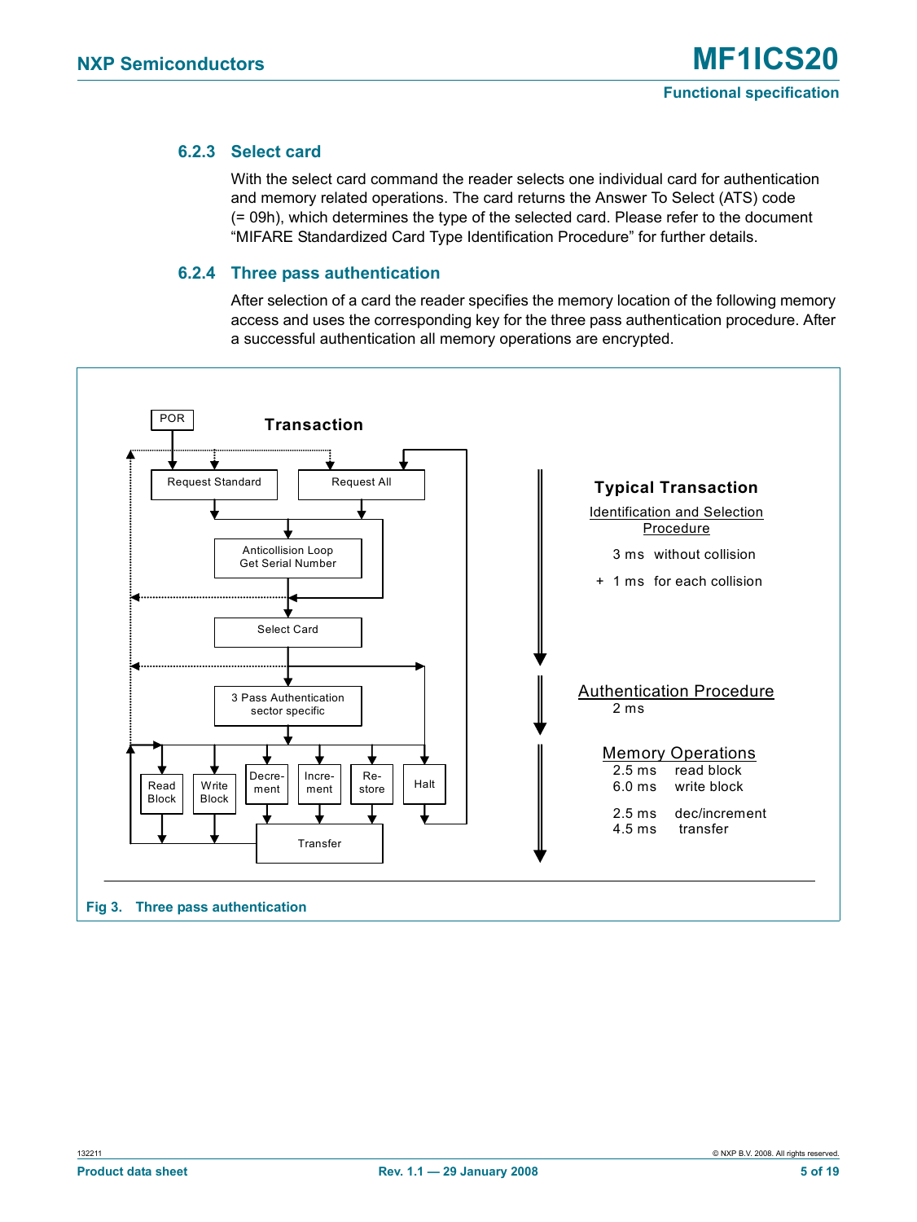### 6.2.3 Select card

With the select card command the reader selects one individual card for authentication and memory related operations. The card returns the Answer To Select (ATS) code (= 09h), which determines the type of the selected card. Please refer to the document “MIFARE Standardized Card Type Identification Procedure” for further details.

### 6.2.4 Three pass authentication

After selection of a card the reader specifies the memory location of the following memory access and uses the corresponding key for the three pass authentication procedure. After a successful authentication all memory operations are encrypted.

**Transaction**

POR → Request Standard / Request All → Anticollision Loop Get Serial Number → Select Card → 3 Pass Authentication sector specific → Read Block / Write Block / Decrement / Increment / Restore / Halt → Transfer

**Typical Transaction**

Identification and Selection Procedure

3 ms without collision

\+ 1 ms for each collision

Authentication Procedure

2 ms

Memory Operations

2.5 ms read block

6.0 ms write block

2.5 ms dec/increment

4.5 ms transfer

Fig 3. Three pass authentication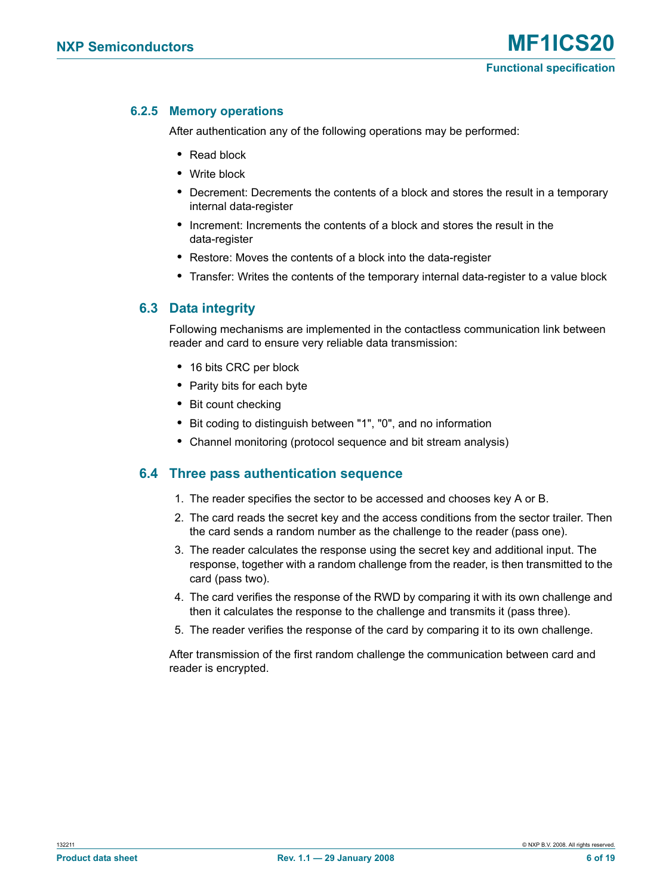### 6.2.5 Memory operations

After authentication any of the following operations may be performed:

- Read block
- Write block
- Decrement: Decrements the contents of a block and stores the result in a temporary internal data-register
- Increment: Increments the contents of a block and stores the result in the data-register
- Restore: Moves the contents of a block into the data-register
- Transfer: Writes the contents of the temporary internal data-register to a value block

## 6.3 Data integrity

Following mechanisms are implemented in the contactless communication link between reader and card to ensure very reliable data transmission:

- 16 bits CRC per block
- Parity bits for each byte
- Bit count checking
- Bit coding to distinguish between "1", "0", and no information
- Channel monitoring (protocol sequence and bit stream analysis)

## 6.4 Three pass authentication sequence

1. The reader specifies the sector to be accessed and chooses key A or B.
2. The card reads the secret key and the access conditions from the sector trailer. Then the card sends a random number as the challenge to the reader (pass one).
3. The reader calculates the response using the secret key and additional input. The response, together with a random challenge from the reader, is then transmitted to the card (pass two).
4. The card verifies the response of the RWD by comparing it with its own challenge and then it calculates the response to the challenge and transmits it (pass three).
5. The reader verifies the response of the card by comparing it to its own challenge.

After transmission of the first random challenge the communication between card and reader is encrypted.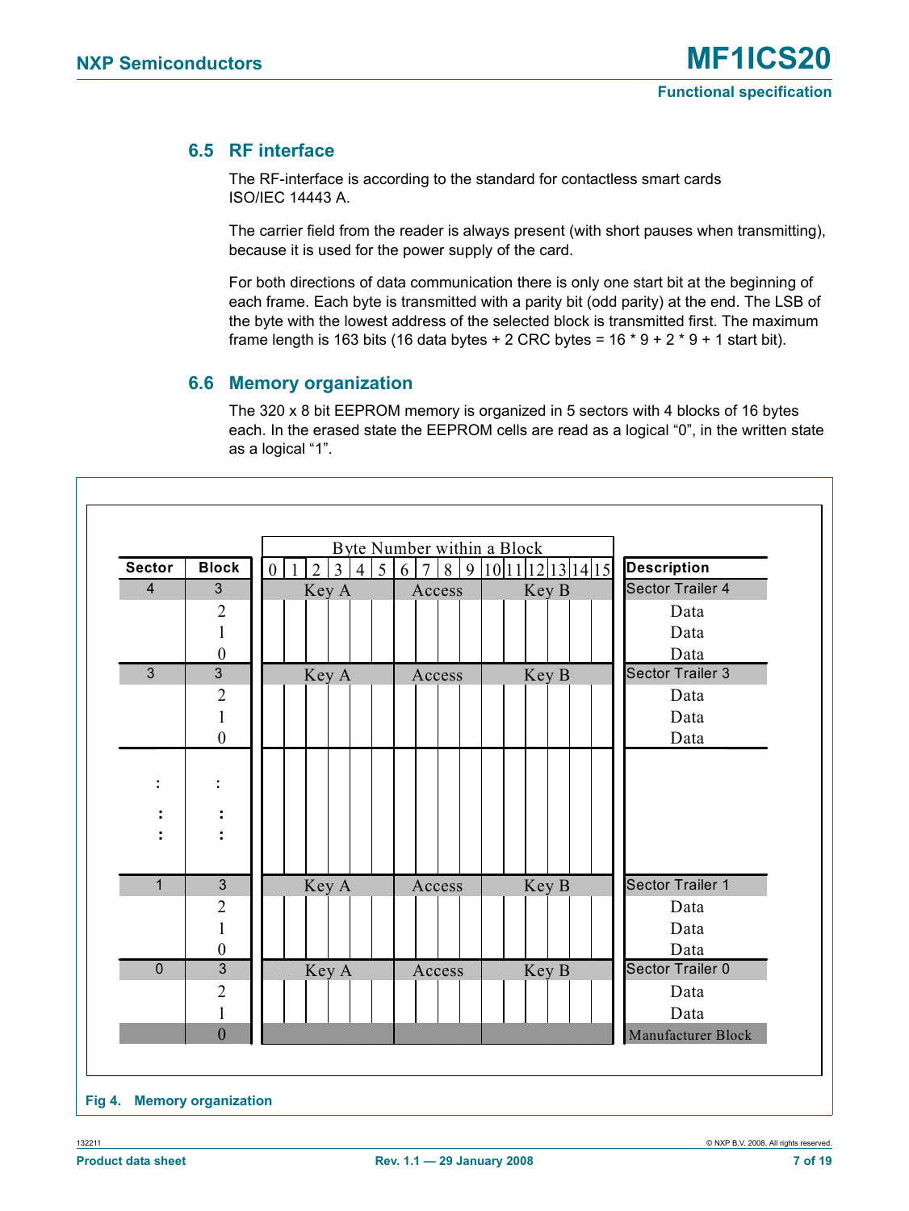## 6.5 RF interface

The RF-interface is according to the standard for contactless smart cards ISO/IEC 14443 A.

The carrier field from the reader is always present (with short pauses when transmitting), because it is used for the power supply of the card.

For both directions of data communication there is only one start bit at the beginning of each frame. Each byte is transmitted with a parity bit (odd parity) at the end. The LSB of the byte with the lowest address of the selected block is transmitted first. The maximum frame length is 163 bits (16 data bytes + 2 CRC bytes = 16 * 9 + 2 * 9 + 1 start bit).

## 6.6 Memory organization

The 320 x 8 bit EEPROM memory is organized in 5 sectors with 4 blocks of 16 bytes each. In the erased state the EEPROM cells are read as a logical "0", in the written state as a logical "1".

| Sector | Block | Byte Number within a Block: 0–5 | 6–9 | 10–15 | Description |
|---|---|---|---|---|---|
| 4 | 3 | Key A | Access | Key B | Sector Trailer 4 |
| | 2 | | | | Data |
| | 1 | | | | Data |
| | 0 | | | | Data |
| 3 | 3 | Key A | Access | Key B | Sector Trailer 3 |
| | 2 | | | | Data |
| | 1 | | | | Data |
| | 0 | | | | Data |
| : | : | | | | |
| 1 | 3 | Key A | Access | Key B | Sector Trailer 1 |
| | 2 | | | | Data |
| | 1 | | | | Data |
| | 0 | | | | Data |
| 0 | 3 | Key A | Access | Key B | Sector Trailer 0 |
| | 2 | | | | Data |
| | 1 | | | | Data |
| | 0 | | | | Manufacturer Block |

**Fig 4. Memory organization**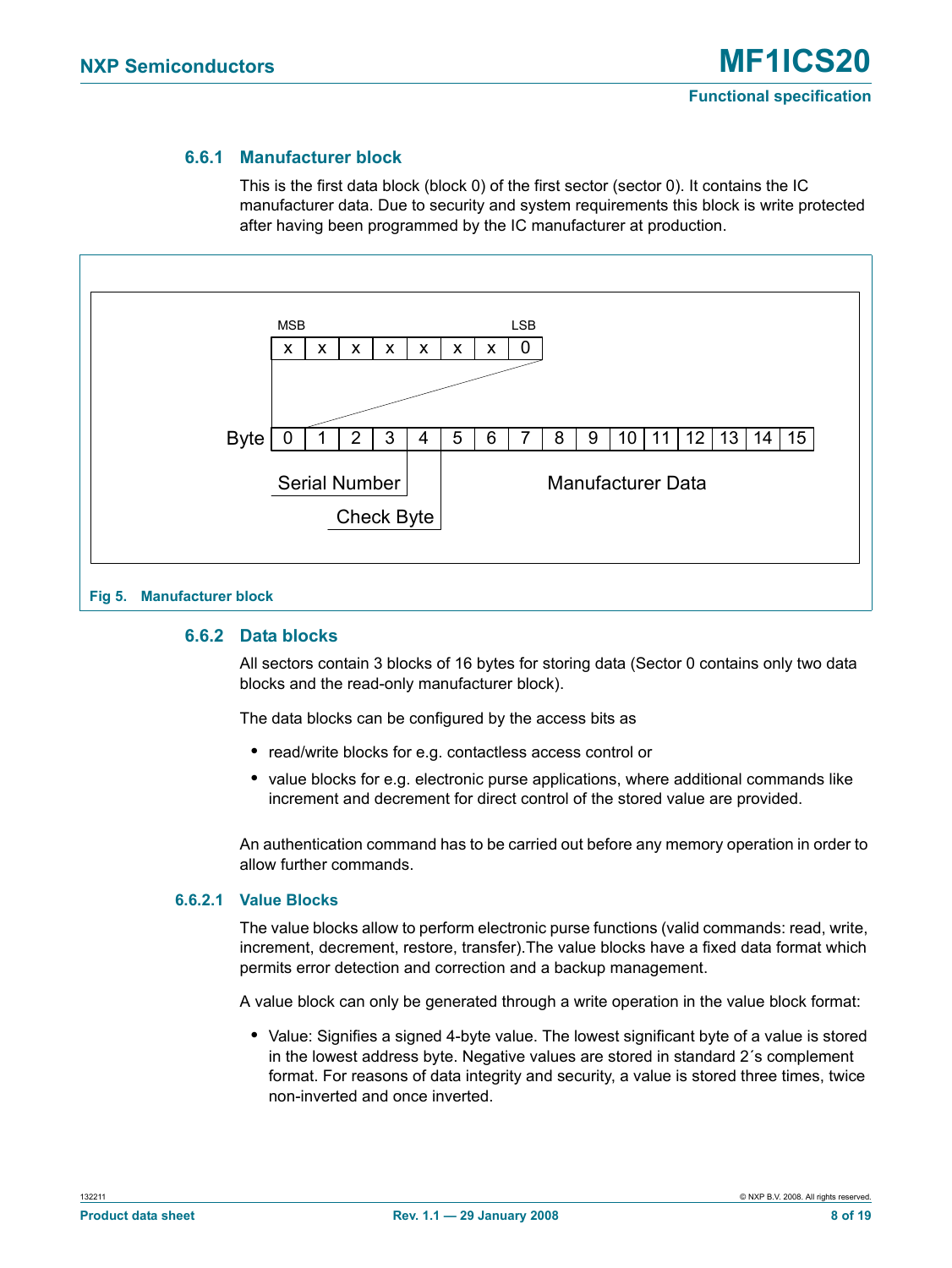### 6.6.1 Manufacturer block

This is the first data block (block 0) of the first sector (sector 0). It contains the IC manufacturer data. Due to security and system requirements this block is write protected after having been programmed by the IC manufacturer at production.

Fig 5. Manufacturer block

### 6.6.2 Data blocks

All sectors contain 3 blocks of 16 bytes for storing data (Sector 0 contains only two data blocks and the read-only manufacturer block).

The data blocks can be configured by the access bits as

- read/write blocks for e.g. contactless access control or
- value blocks for e.g. electronic purse applications, where additional commands like increment and decrement for direct control of the stored value are provided.

An authentication command has to be carried out before any memory operation in order to allow further commands.

#### 6.6.2.1 Value Blocks

The value blocks allow to perform electronic purse functions (valid commands: read, write, increment, decrement, restore, transfer).The value blocks have a fixed data format which permits error detection and correction and a backup management.

A value block can only be generated through a write operation in the value block format:

- Value: Signifies a signed 4-byte value. The lowest significant byte of a value is stored in the lowest address byte. Negative values are stored in standard 2´s complement format. For reasons of data integrity and security, a value is stored three times, twice non-inverted and once inverted.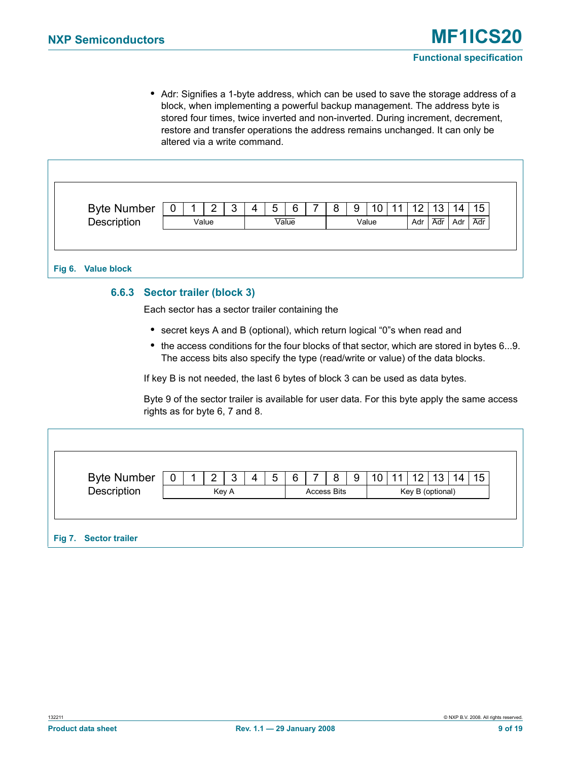- Adr: Signifies a 1-byte address, which can be used to save the storage address of a block, when implementing a powerful backup management. The address byte is stored four times, twice inverted and non-inverted. During increment, decrement, restore and transfer operations the address remains unchanged. It can only be altered via a write command.

| Byte Number | 0 | 1 | 2 | 3 | 4 | 5 | 6 | 7 | 8 | 9 | 10 | 11 | 12 | 13 | 14 | 15 |
|---|---|---|---|---|---|---|---|---|---|---|---|---|---|---|---|---|
| Description | Value | | | | $\overline{\text{Value}}$ | | | | Value | | | | Adr | $\overline{\text{Adr}}$ | Adr | $\overline{\text{Adr}}$ |

**Fig 6. Value block**

### 6.6.3 Sector trailer (block 3)

Each sector has a sector trailer containing the

- secret keys A and B (optional), which return logical “0”s when read and
- the access conditions for the four blocks of that sector, which are stored in bytes 6...9. The access bits also specify the type (read/write or value) of the data blocks.

If key B is not needed, the last 6 bytes of block 3 can be used as data bytes.

Byte 9 of the sector trailer is available for user data. For this byte apply the same access rights as for byte 6, 7 and 8.

| Byte Number | 0 | 1 | 2 | 3 | 4 | 5 | 6 | 7 | 8 | 9 | 10 | 11 | 12 | 13 | 14 | 15 |
|---|---|---|---|---|---|---|---|---|---|---|---|---|---|---|---|---|
| Description | Key A | | | | | | Access Bits | | | | Key B (optional) | | | | | |

**Fig 7. Sector trailer**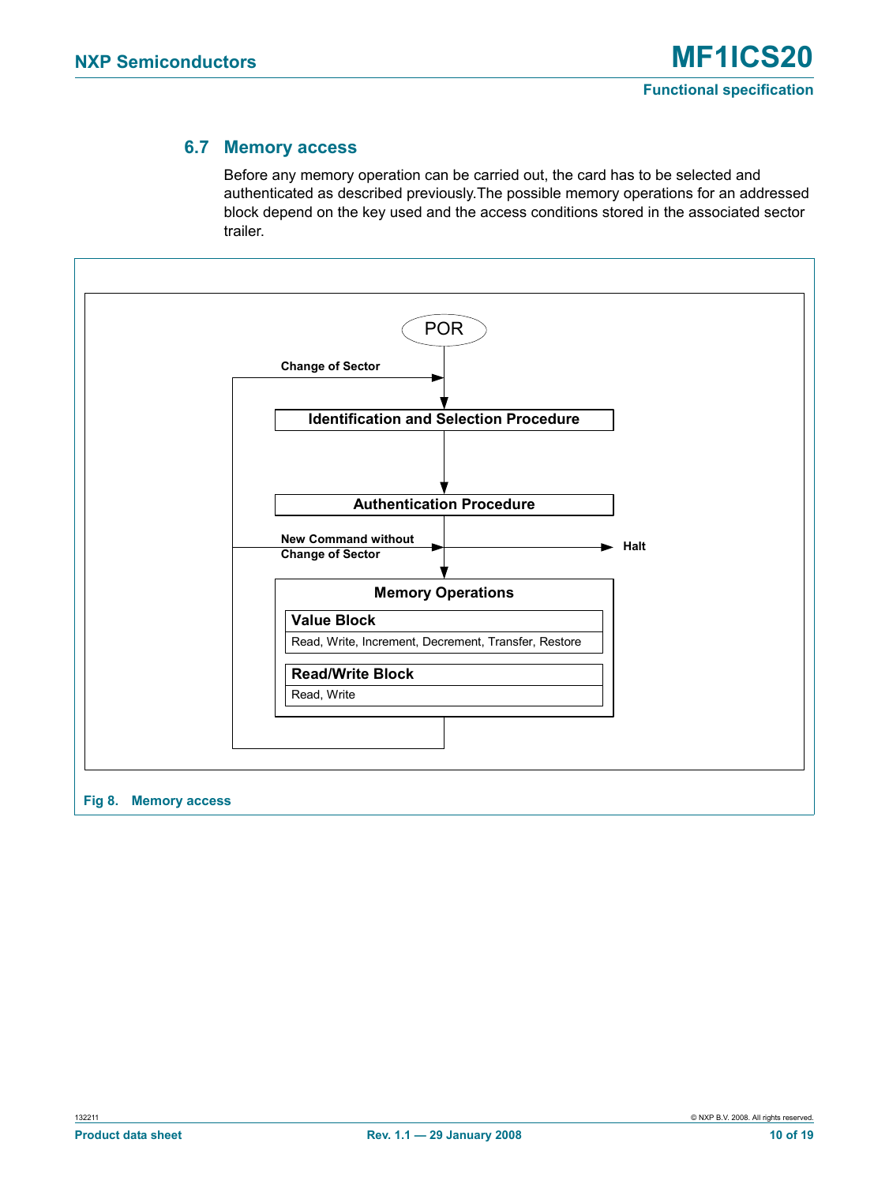## 6.7 Memory access

Before any memory operation can be carried out, the card has to be selected and authenticated as described previously.The possible memory operations for an addressed block depend on the key used and the access conditions stored in the associated sector trailer.

POR

Change of Sector

Identification and Selection Procedure

Authentication Procedure

New Command without Change of Sector

Halt

Memory Operations

Value Block

Read, Write, Increment, Decrement, Transfer, Restore

Read/Write Block

Read, Write

Fig 8. Memory access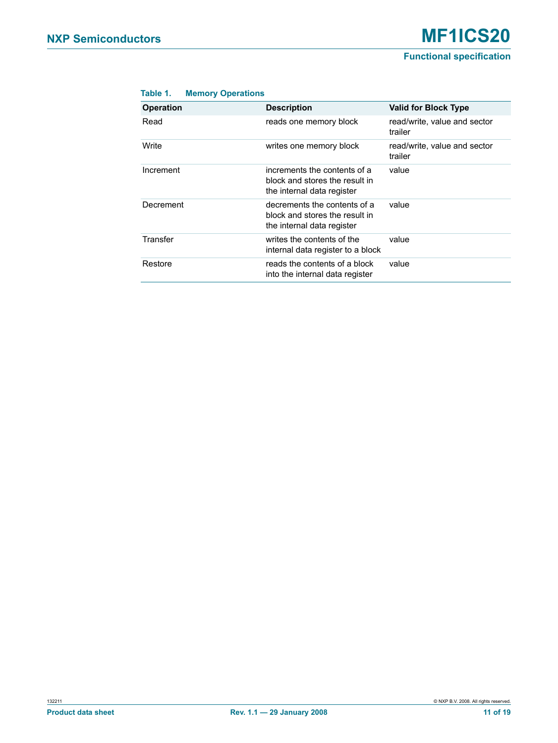**Table 1. Memory Operations**

| Operation | Description | Valid for Block Type |
|---|---|---|
| Read | reads one memory block | read/write, value and sector trailer |
| Write | writes one memory block | read/write, value and sector trailer |
| Increment | increments the contents of a block and stores the result in the internal data register | value |
| Decrement | decrements the contents of a block and stores the result in the internal data register | value |
| Transfer | writes the contents of the internal data register to a block | value |
| Restore | reads the contents of a block into the internal data register | value |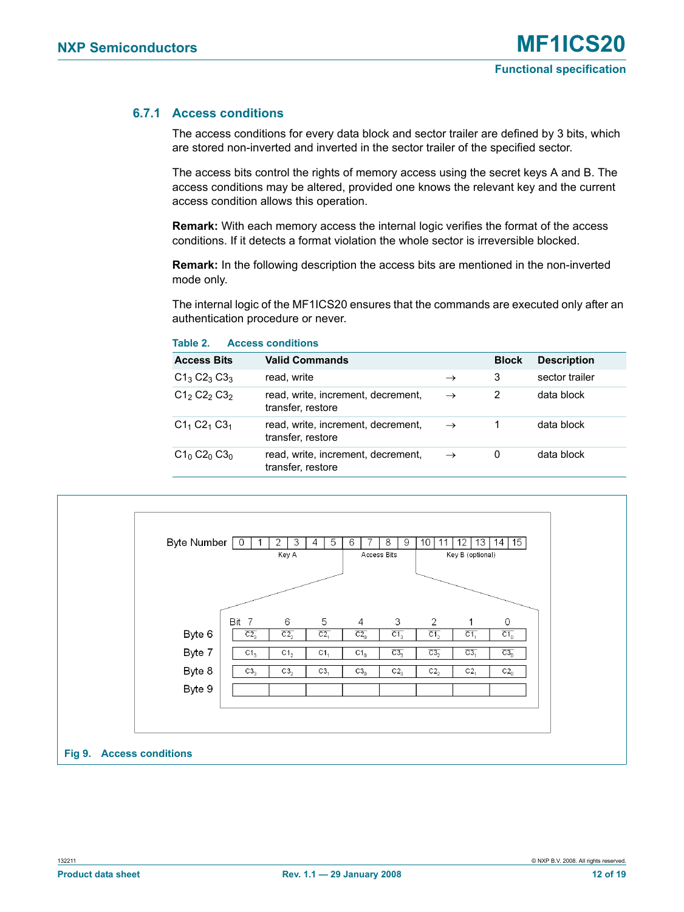### 6.7.1 Access conditions

The access conditions for every data block and sector trailer are defined by 3 bits, which are stored non-inverted and inverted in the sector trailer of the specified sector.

The access bits control the rights of memory access using the secret keys A and B. The access conditions may be altered, provided one knows the relevant key and the current access condition allows this operation.

**Remark:** With each memory access the internal logic verifies the format of the access conditions. If it detects a format violation the whole sector is irreversible blocked.

**Remark:** In the following description the access bits are mentioned in the non-inverted mode only.

The internal logic of the MF1ICS20 ensures that the commands are executed only after an authentication procedure or never.

**Table 2. Access conditions**

| Access Bits | Valid Commands | | Block | Description |
|---|---|---|---|---|
| $C1_3$ $C2_3$ $C3_3$ | read, write | → | 3 | sector trailer |
| $C1_2$ $C2_2$ $C3_2$ | read, write, increment, decrement, transfer, restore | → | 2 | data block |
| $C1_1$ $C2_1$ $C3_1$ | read, write, increment, decrement, transfer, restore | → | 1 | data block |
| $C1_0$ $C2_0$ $C3_0$ | read, write, increment, decrement, transfer, restore | → | 0 | data block |

Byte Number: 0–5 Key A; 6–9 Access Bits; 10–15 Key B (optional)

| Bit | 7 | 6 | 5 | 4 | 3 | 2 | 1 | 0 |
|---|---|---|---|---|---|---|---|---|
| Byte 6 | $\overline{C2_3}$ | $\overline{C2_2}$ | $\overline{C2_1}$ | $\overline{C2_0}$ | $\overline{C1_3}$ | $\overline{C1_2}$ | $\overline{C1_1}$ | $\overline{C1_0}$ |
| Byte 7 | $C1_3$ | $C1_2$ | $C1_1$ | $C1_0$ | $\overline{C3_3}$ | $\overline{C3_2}$ | $\overline{C3_1}$ | $\overline{C3_0}$ |
| Byte 8 | $C3_3$ | $C3_2$ | $C3_1$ | $C3_0$ | $C2_3$ | $C2_2$ | $C2_1$ | $C2_0$ |
| Byte 9 | | | | | | | | |

**Fig 9. Access conditions**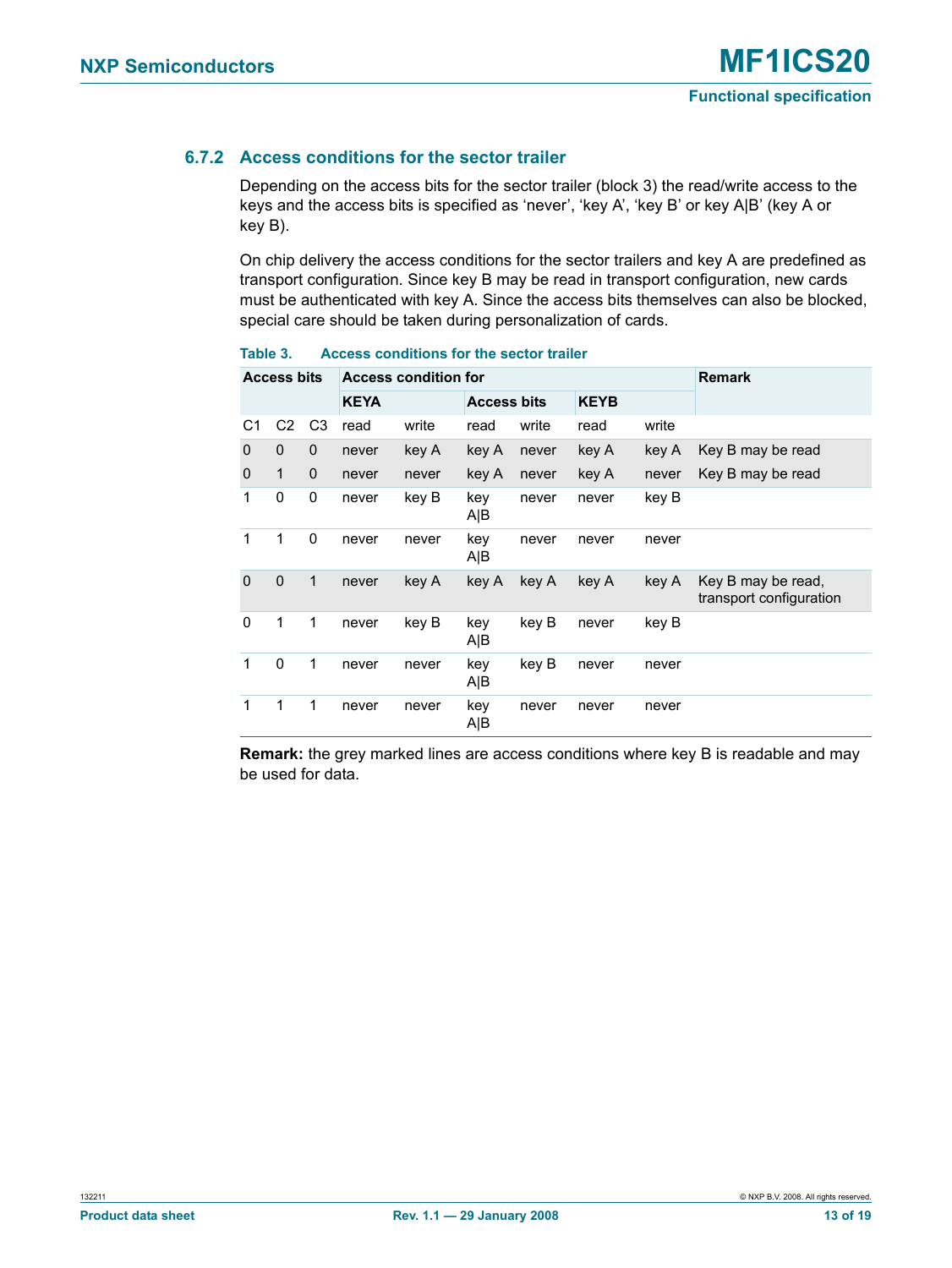### 6.7.2 Access conditions for the sector trailer

Depending on the access bits for the sector trailer (block 3) the read/write access to the keys and the access bits is specified as 'never', 'key A', 'key B' or key A|B' (key A or key B).

On chip delivery the access conditions for the sector trailers and key A are predefined as transport configuration. Since key B may be read in transport configuration, new cards must be authenticated with key A. Since the access bits themselves can also be blocked, special care should be taken during personalization of cards.

**Table 3. Access conditions for the sector trailer**

| Access bits | | | Access condition for | | | | | | Remark |
|---|---|---|---|---|---|---|---|---|---|
| | | | KEYA | | Access bits | | KEYB | | |
| C1 | C2 | C3 | read | write | read | write | read | write | |
| 0 | 0 | 0 | never | key A | key A | never | key A | key A | Key B may be read |
| 0 | 1 | 0 | never | never | key A | never | key A | never | Key B may be read |
| 1 | 0 | 0 | never | key B | key A\|B | never | never | key B | |
| 1 | 1 | 0 | never | never | key A\|B | never | never | never | |
| 0 | 0 | 1 | never | key A | key A | key A | key A | key A | Key B may be read, transport configuration |
| 0 | 1 | 1 | never | key B | key A\|B | key B | never | key B | |
| 1 | 0 | 1 | never | never | key A\|B | key B | never | never | |
| 1 | 1 | 1 | never | never | key A\|B | never | never | never | |

**Remark:** the grey marked lines are access conditions where key B is readable and may be used for data.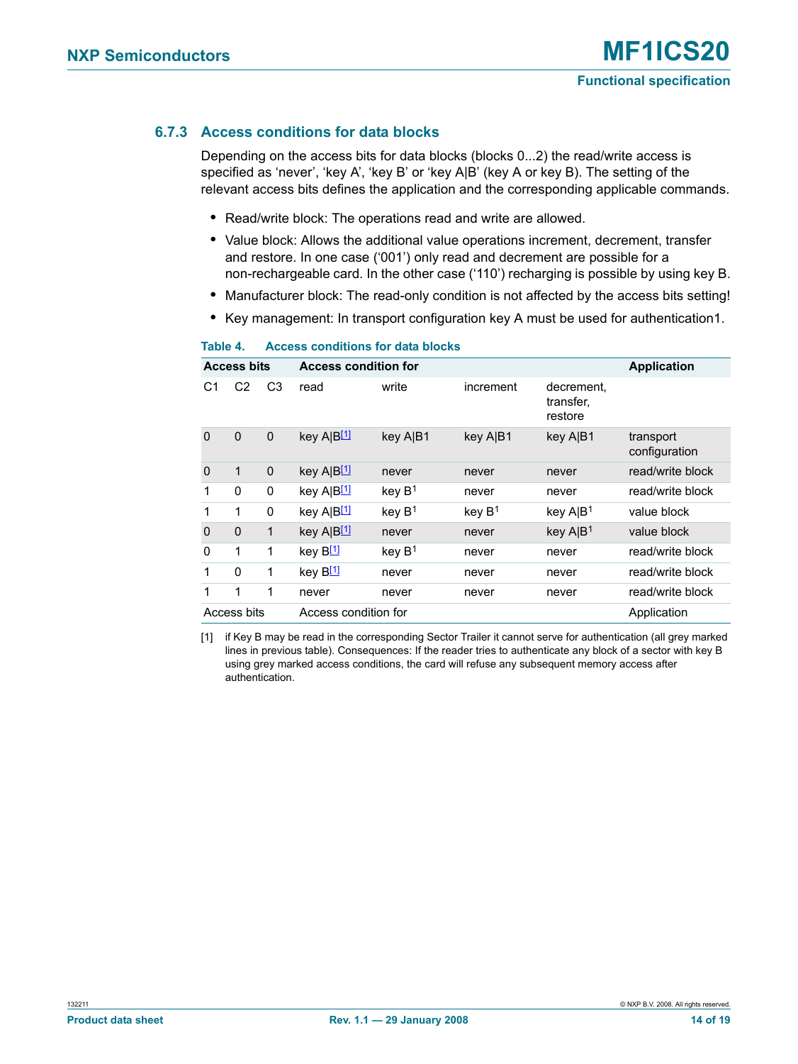### 6.7.3 Access conditions for data blocks

Depending on the access bits for data blocks (blocks 0...2) the read/write access is specified as 'never', 'key A', 'key B' or 'key A|B' (key A or key B). The setting of the relevant access bits defines the application and the corresponding applicable commands.

- Read/write block: The operations read and write are allowed.
- Value block: Allows the additional value operations increment, decrement, transfer and restore. In one case ('001') only read and decrement are possible for a non-rechargeable card. In the other case ('110') recharging is possible by using key B.
- Manufacturer block: The read-only condition is not affected by the access bits setting!
- Key management: In transport configuration key A must be used for authentication1.

**Table 4. Access conditions for data blocks**

| Access bits | | | Access condition for | | | | Application |
|---|---|---|---|---|---|---|---|
| C1 | C2 | C3 | read | write | increment | decrement, transfer, restore | |
| 0 | 0 | 0 | key A\|B[1] | key A\|B1 | key A\|B1 | key A\|B1 | transport configuration |
| 0 | 1 | 0 | key A\|B[1] | never | never | never | read/write block |
| 1 | 0 | 0 | key A\|B[1] | key B[1] | never | never | read/write block |
| 1 | 1 | 0 | key A\|B[1] | key B[1] | key B[1] | key A\|B[1] | value block |
| 0 | 0 | 1 | key A\|B[1] | never | never | key A\|B[1] | value block |
| 0 | 1 | 1 | key B[1] | key B[1] | never | never | read/write block |
| 1 | 0 | 1 | key B[1] | never | never | never | read/write block |
| 1 | 1 | 1 | never | never | never | never | read/write block |
| Access bits | | | Access condition for | | | | Application |

[1] if Key B may be read in the corresponding Sector Trailer it cannot serve for authentication (all grey marked lines in previous table). Consequences: If the reader tries to authenticate any block of a sector with key B using grey marked access conditions, the card will refuse any subsequent memory access after authentication.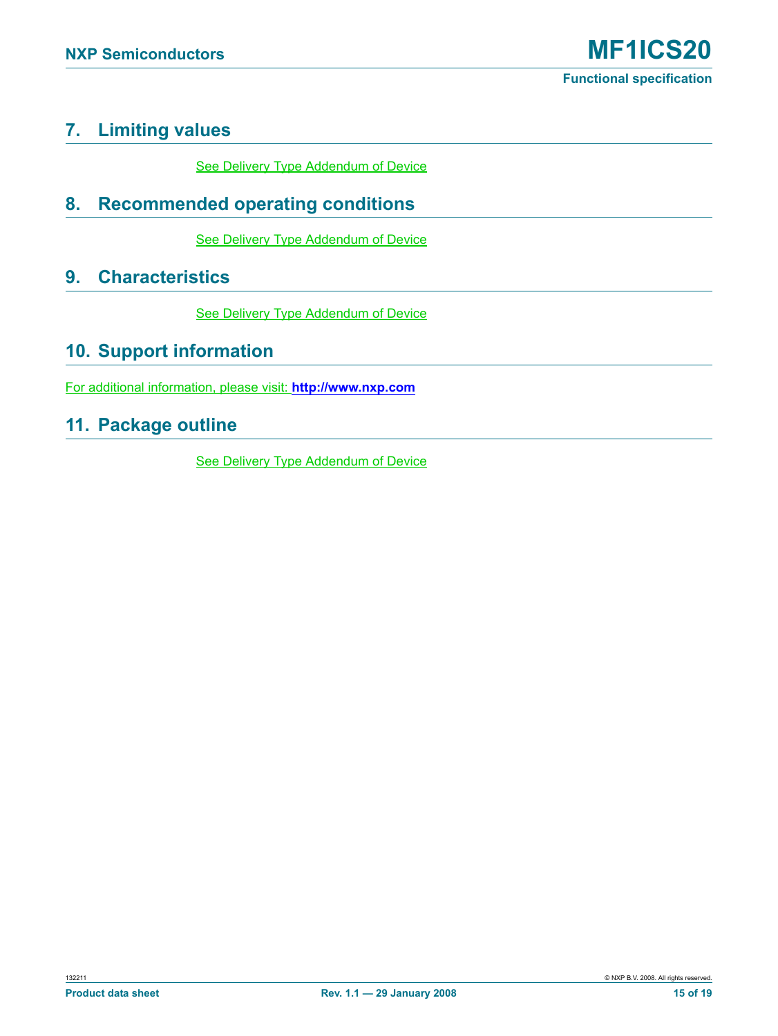## 7. Limiting values

See Delivery Type Addendum of Device

## 8. Recommended operating conditions

See Delivery Type Addendum of Device

## 9. Characteristics

See Delivery Type Addendum of Device

## 10. Support information

For additional information, please visit: **http://www.nxp.com**

## 11. Package outline

See Delivery Type Addendum of Device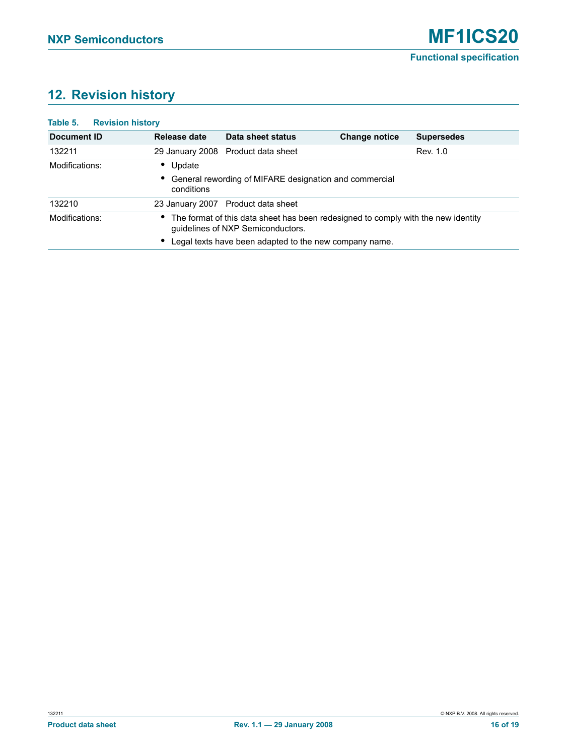## 12. Revision history

**Table 5. Revision history**

| Document ID | Release date | Data sheet status | Change notice | Supersedes |
|---|---|---|---|---|
| 132211 | 29 January 2008 | Product data sheet | | Rev. 1.0 |
| Modifications: | • Update<br>• General rewording of MIFARE designation and commercial conditions | | | |
| 132210 | 23 January 2007 | Product data sheet | | |
| Modifications: | • The format of this data sheet has been redesigned to comply with the new identity guidelines of NXP Semiconductors.<br>• Legal texts have been adapted to the new company name. | | | |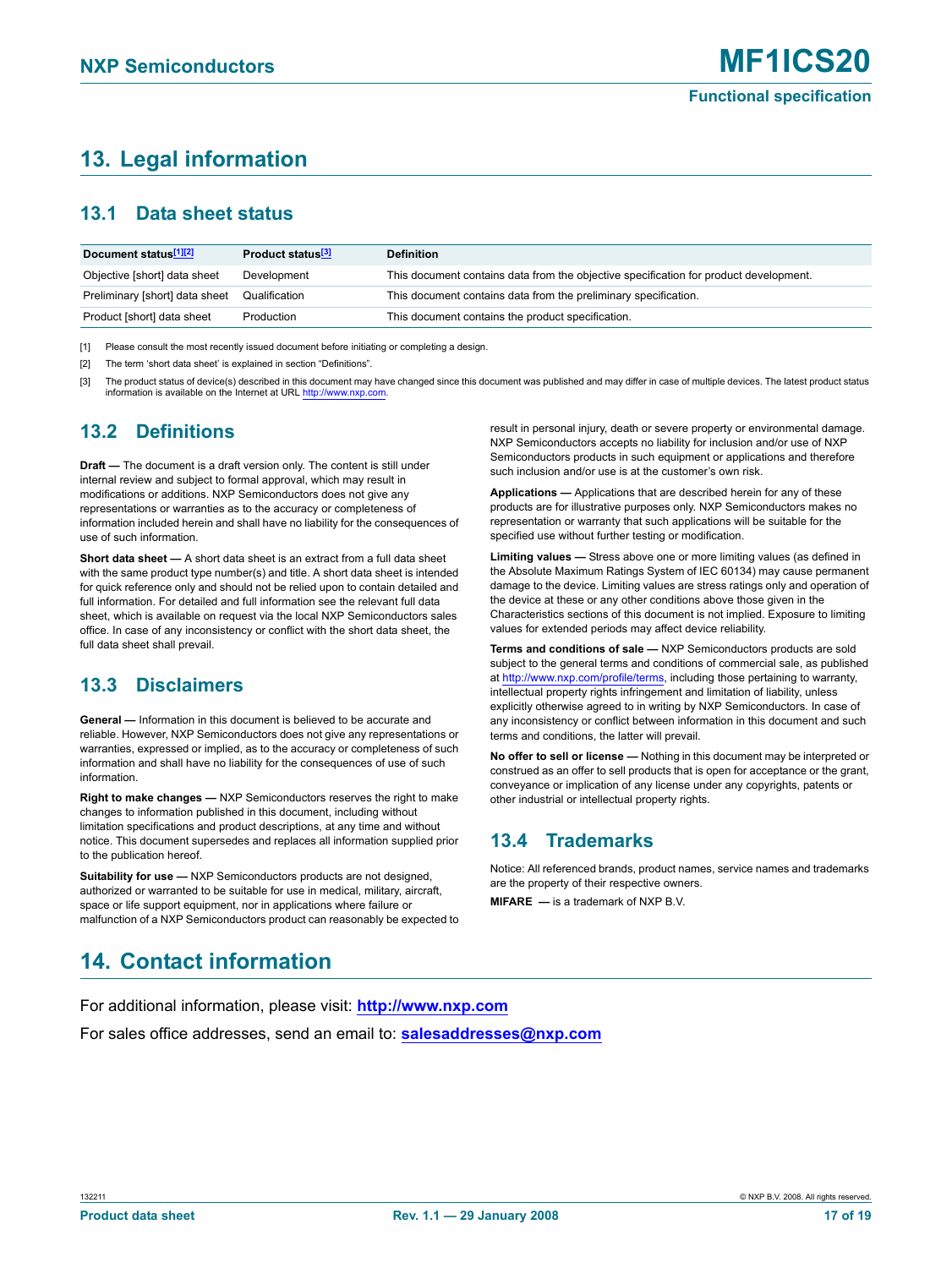# 13. Legal information

## 13.1 Data sheet status

| Document status[1][2] | Product status[3] | Definition |
|---|---|---|
| Objective [short] data sheet | Development | This document contains data from the objective specification for product development. |
| Preliminary [short] data sheet | Qualification | This document contains data from the preliminary specification. |
| Product [short] data sheet | Production | This document contains the product specification. |

[1] Please consult the most recently issued document before initiating or completing a design.

[2] The term 'short data sheet' is explained in section "Definitions".

[3] The product status of device(s) described in this document may have changed since this document was published and may differ in case of multiple devices. The latest product status information is available on the Internet at URL http://www.nxp.com.

## 13.2 Definitions

**Draft —** The document is a draft version only. The content is still under internal review and subject to formal approval, which may result in modifications or additions. NXP Semiconductors does not give any representations or warranties as to the accuracy or completeness of information included herein and shall have no liability for the consequences of use of such information.

**Short data sheet —** A short data sheet is an extract from a full data sheet with the same product type number(s) and title. A short data sheet is intended for quick reference only and should not be relied upon to contain detailed and full information. For detailed and full information see the relevant full data sheet, which is available on request via the local NXP Semiconductors sales office. In case of any inconsistency or conflict with the short data sheet, the full data sheet shall prevail.

## 13.3 Disclaimers

**General —** Information in this document is believed to be accurate and reliable. However, NXP Semiconductors does not give any representations or warranties, expressed or implied, as to the accuracy or completeness of such information and shall have no liability for the consequences of use of such information.

**Right to make changes —** NXP Semiconductors reserves the right to make changes to information published in this document, including without limitation specifications and product descriptions, at any time and without notice. This document supersedes and replaces all information supplied prior to the publication hereof.

**Suitability for use —** NXP Semiconductors products are not designed, authorized or warranted to be suitable for use in medical, military, aircraft, space or life support equipment, nor in applications where failure or malfunction of a NXP Semiconductors product can reasonably be expected to result in personal injury, death or severe property or environmental damage. NXP Semiconductors accepts no liability for inclusion and/or use of NXP Semiconductors products in such equipment or applications and therefore such inclusion and/or use is at the customer's own risk.

**Applications —** Applications that are described herein for any of these products are for illustrative purposes only. NXP Semiconductors makes no representation or warranty that such applications will be suitable for the specified use without further testing or modification.

**Limiting values —** Stress above one or more limiting values (as defined in the Absolute Maximum Ratings System of IEC 60134) may cause permanent damage to the device. Limiting values are stress ratings only and operation of the device at these or any other conditions above those given in the Characteristics sections of this document is not implied. Exposure to limiting values for extended periods may affect device reliability.

**Terms and conditions of sale —** NXP Semiconductors products are sold subject to the general terms and conditions of commercial sale, as published at http://www.nxp.com/profile/terms, including those pertaining to warranty, intellectual property rights infringement and limitation of liability, unless explicitly otherwise agreed to in writing by NXP Semiconductors. In case of any inconsistency or conflict between information in this document and such terms and conditions, the latter will prevail.

**No offer to sell or license —** Nothing in this document may be interpreted or construed as an offer to sell products that is open for acceptance or the grant, conveyance or implication of any license under any copyrights, patents or other industrial or intellectual property rights.

## 13.4 Trademarks

Notice: All referenced brands, product names, service names and trademarks are the property of their respective owners.

**MIFARE —** is a trademark of NXP B.V.

# 14. Contact information

For additional information, please visit: **http://www.nxp.com**

For sales office addresses, send an email to: **salesaddresses@nxp.com**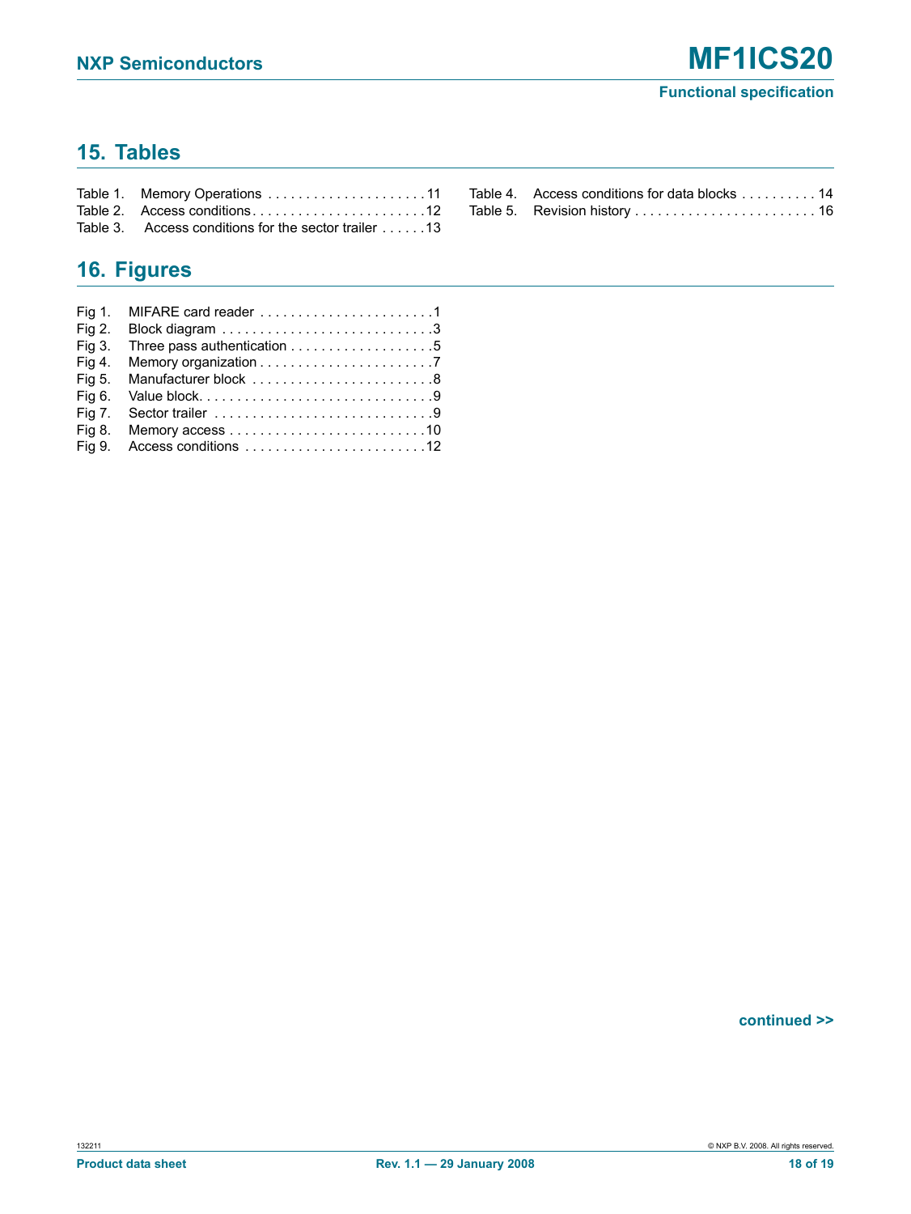## 15. Tables

Table 1. Memory Operations . . . . . . . . . . . . . . . . . . . . . 11
Table 2. Access conditions. . . . . . . . . . . . . . . . . . . . . . . 12
Table 3. Access conditions for the sector trailer . . . . . . 13
Table 4. Access conditions for data blocks . . . . . . . . . . 14
Table 5. Revision history . . . . . . . . . . . . . . . . . . . . . . . . 16

## 16. Figures

Fig 1. MIFARE card reader . . . . . . . . . . . . . . . . . . . . . . . 1
Fig 2. Block diagram . . . . . . . . . . . . . . . . . . . . . . . . . . . 3
Fig 3. Three pass authentication . . . . . . . . . . . . . . . . . . . 5
Fig 4. Memory organization . . . . . . . . . . . . . . . . . . . . . . . 7
Fig 5. Manufacturer block . . . . . . . . . . . . . . . . . . . . . . . . 8
Fig 6. Value block. . . . . . . . . . . . . . . . . . . . . . . . . . . . . . 9
Fig 7. Sector trailer . . . . . . . . . . . . . . . . . . . . . . . . . . . . 9
Fig 8. Memory access . . . . . . . . . . . . . . . . . . . . . . . . . . 10
Fig 9. Access conditions . . . . . . . . . . . . . . . . . . . . . . . . 12

**continued >>**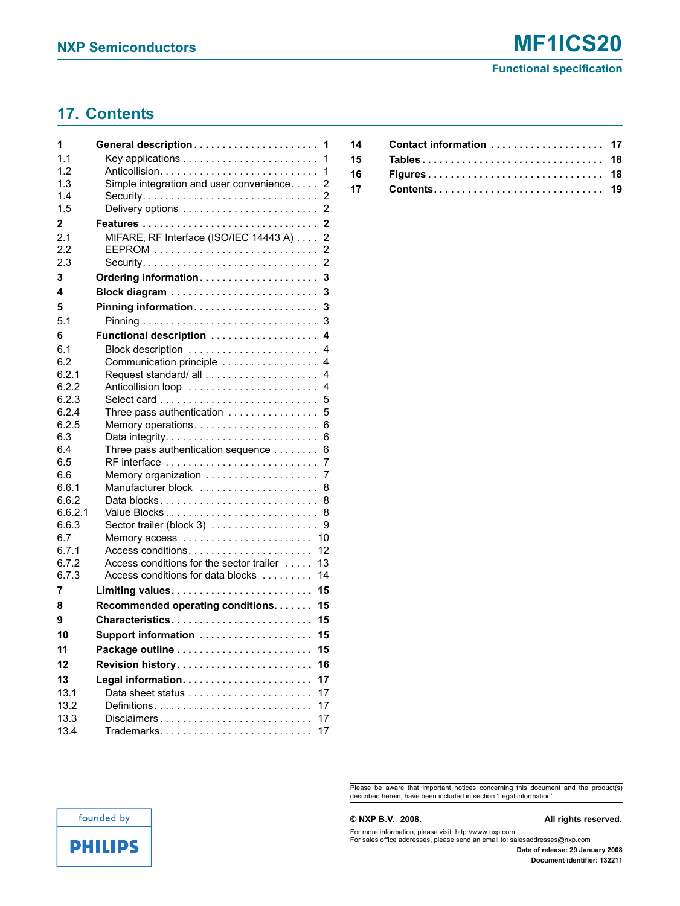## 17. Contents

| | | |
|---|---|---|
| **1** | **General description** | **1** |
| 1.1 | Key applications | 1 |
| 1.2 | Anticollision | 1 |
| 1.3 | Simple integration and user convenience | 2 |
| 1.4 | Security | 2 |
| 1.5 | Delivery options | 2 |
| **2** | **Features** | **2** |
| 2.1 | MIFARE, RF Interface (ISO/IEC 14443 A) | 2 |
| 2.2 | EEPROM | 2 |
| 2.3 | Security | 2 |
| **3** | **Ordering information** | **3** |
| **4** | **Block diagram** | **3** |
| **5** | **Pinning information** | **3** |
| 5.1 | Pinning | 3 |
| **6** | **Functional description** | **4** |
| 6.1 | Block description | 4 |
| 6.2 | Communication principle | 4 |
| 6.2.1 | Request standard/ all | 4 |
| 6.2.2 | Anticollision loop | 4 |
| 6.2.3 | Select card | 5 |
| 6.2.4 | Three pass authentication | 5 |
| 6.2.5 | Memory operations | 6 |
| 6.3 | Data integrity | 6 |
| 6.4 | Three pass authentication sequence | 6 |
| 6.5 | RF interface | 7 |
| 6.6 | Memory organization | 7 |
| 6.6.1 | Manufacturer block | 8 |
| 6.6.2 | Data blocks | 8 |
| 6.6.2.1 | Value Blocks | 8 |
| 6.6.3 | Sector trailer (block 3) | 9 |
| 6.7 | Memory access | 10 |
| 6.7.1 | Access conditions | 12 |
| 6.7.2 | Access conditions for the sector trailer | 13 |
| 6.7.3 | Access conditions for data blocks | 14 |
| **7** | **Limiting values** | **15** |
| **8** | **Recommended operating conditions** | **15** |
| **9** | **Characteristics** | **15** |
| **10** | **Support information** | **15** |
| **11** | **Package outline** | **15** |
| **12** | **Revision history** | **16** |
| **13** | **Legal information** | **17** |
| 13.1 | Data sheet status | 17 |
| 13.2 | Definitions | 17 |
| 13.3 | Disclaimers | 17 |
| 13.4 | Trademarks | 17 |
| **14** | **Contact information** | **17** |
| **15** | **Tables** | **18** |
| **16** | **Figures** | **18** |
| **17** | **Contents** | **19** |

Please be aware that important notices concerning this document and the product(s) described herein, have been included in section 'Legal information'.

**© NXP B.V. 2008. All rights reserved.**

For more information, please visit: http://www.nxp.com
For sales office addresses, please send an email to: salesaddresses@nxp.com

**Date of release: 29 January 2008**
**Document identifier: 132211**